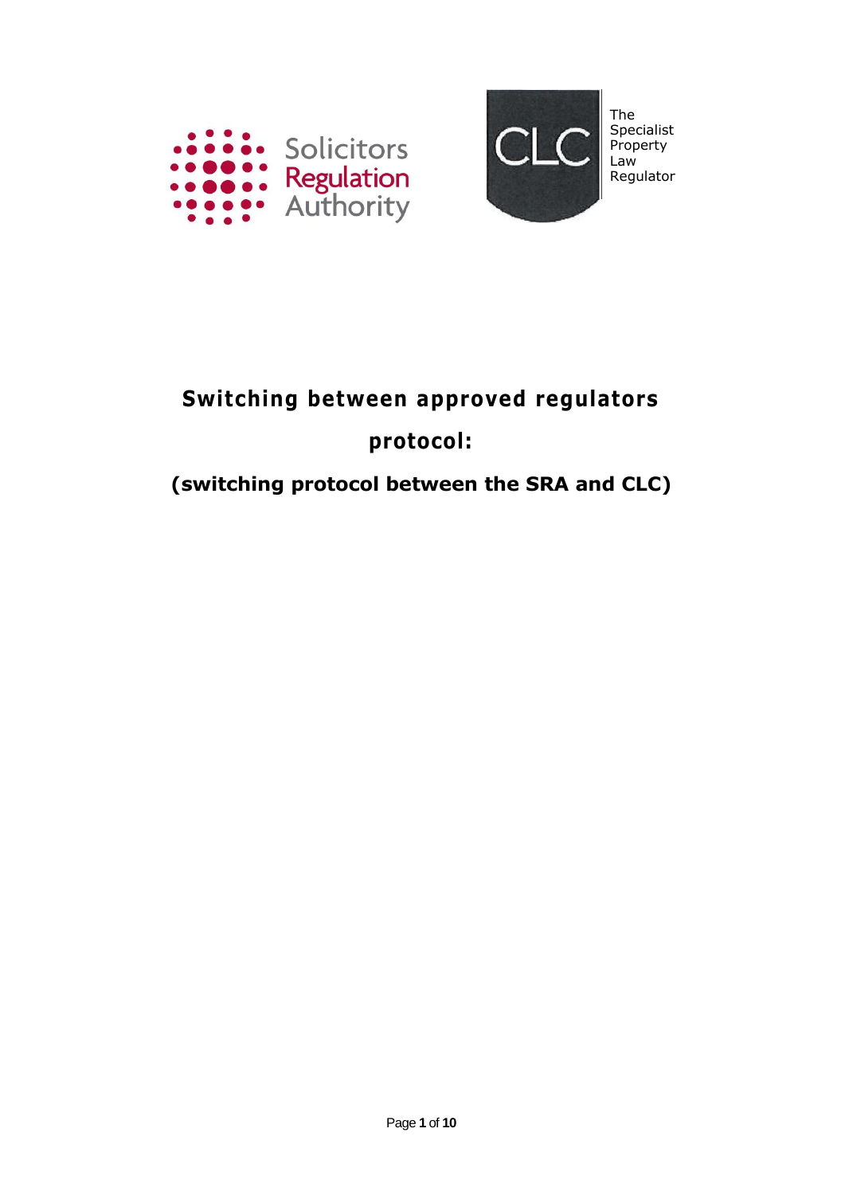# Switching between approved regulators protocol:

## (switching protocol between the SRA and CLC)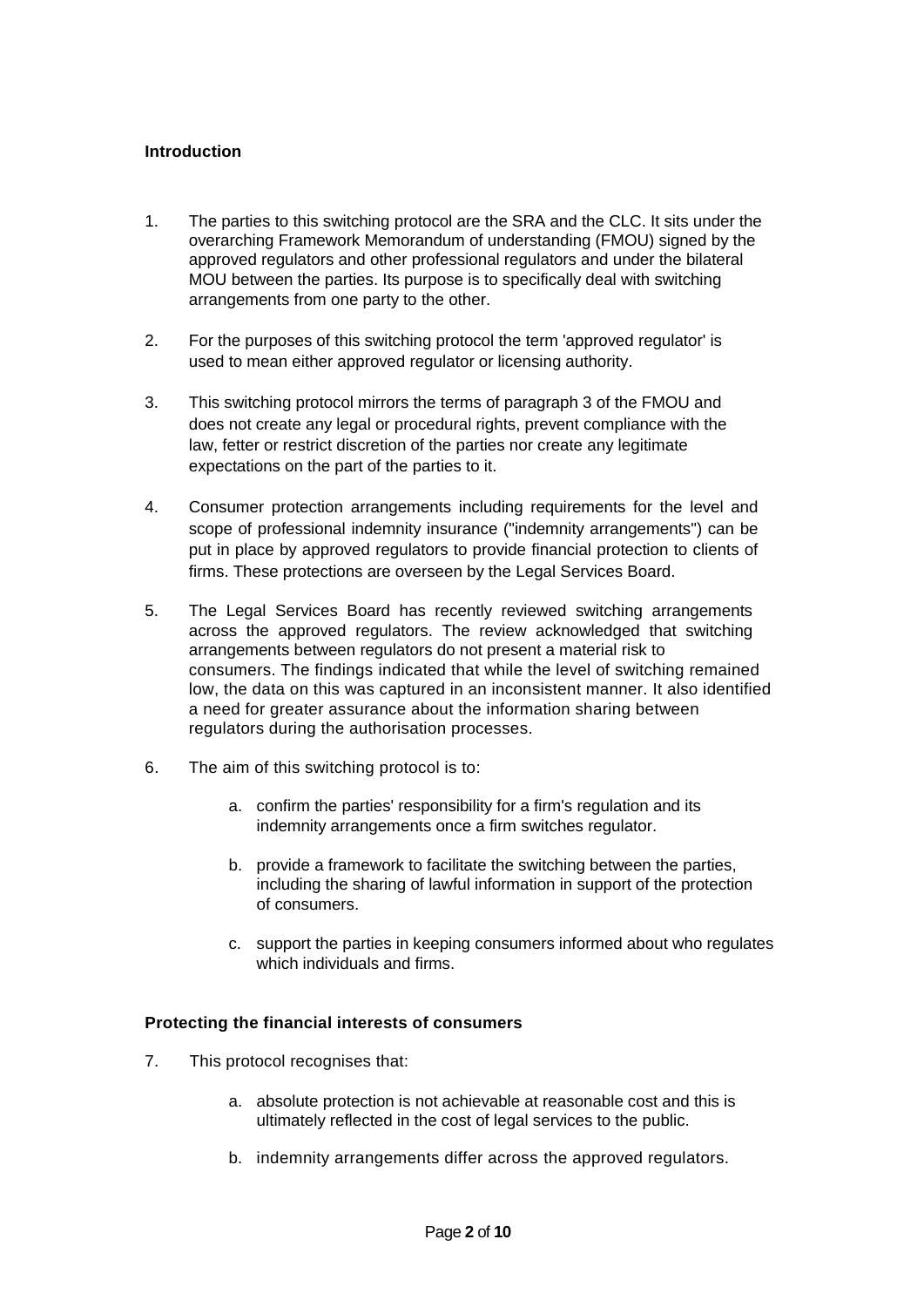## Introduction

1. The parties to this switching protocol are the SRA and the CLC. It sits under the overarching Framework Memorandum of understanding (FMOU) signed by the approved regulators and other professional regulators and under the bilateral MOU between the parties. Its purpose is to specifically deal with switching arrangements from one party to the other.

2. For the purposes of this switching protocol the term 'approved regulator' is used to mean either approved regulator or licensing authority.

3. This switching protocol mirrors the terms of paragraph 3 of the FMOU and does not create any legal or procedural rights, prevent compliance with the law, fetter or restrict discretion of the parties nor create any legitimate expectations on the part of the parties to it.

4. Consumer protection arrangements including requirements for the level and scope of professional indemnity insurance ("indemnity arrangements") can be put in place by approved regulators to provide financial protection to clients of firms. These protections are overseen by the Legal Services Board.

5. The Legal Services Board has recently reviewed switching arrangements across the approved regulators. The review acknowledged that switching arrangements between regulators do not present a material risk to consumers. The findings indicated that while the level of switching remained low, the data on this was captured in an inconsistent manner. It also identified a need for greater assurance about the information sharing between regulators during the authorisation processes.

6. The aim of this switching protocol is to:

    a. confirm the parties' responsibility for a firm's regulation and its indemnity arrangements once a firm switches regulator.

    b. provide a framework to facilitate the switching between the parties, including the sharing of lawful information in support of the protection of consumers.

    c. support the parties in keeping consumers informed about who regulates which individuals and firms.

## Protecting the financial interests of consumers

7. This protocol recognises that:

    a. absolute protection is not achievable at reasonable cost and this is ultimately reflected in the cost of legal services to the public.

    b. indemnity arrangements differ across the approved regulators.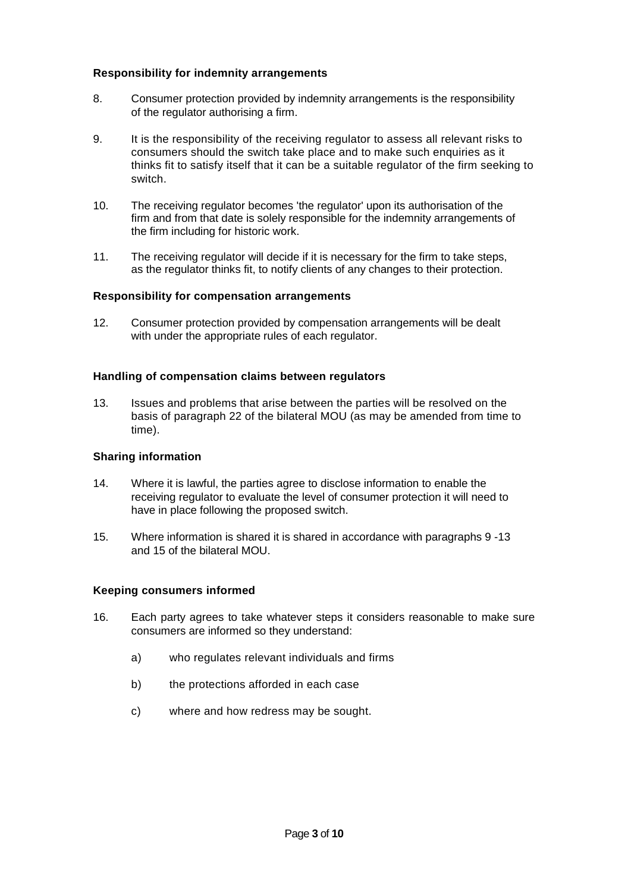**Responsibility for indemnity arrangements**

8. Consumer protection provided by indemnity arrangements is the responsibility of the regulator authorising a firm.

9. It is the responsibility of the receiving regulator to assess all relevant risks to consumers should the switch take place and to make such enquiries as it thinks fit to satisfy itself that it can be a suitable regulator of the firm seeking to switch.

10. The receiving regulator becomes 'the regulator' upon its authorisation of the firm and from that date is solely responsible for the indemnity arrangements of the firm including for historic work.

11. The receiving regulator will decide if it is necessary for the firm to take steps, as the regulator thinks fit, to notify clients of any changes to their protection.

**Responsibility for compensation arrangements**

12. Consumer protection provided by compensation arrangements will be dealt with under the appropriate rules of each regulator.

**Handling of compensation claims between regulators**

13. Issues and problems that arise between the parties will be resolved on the basis of paragraph 22 of the bilateral MOU (as may be amended from time to time).

**Sharing information**

14. Where it is lawful, the parties agree to disclose information to enable the receiving regulator to evaluate the level of consumer protection it will need to have in place following the proposed switch.

15. Where information is shared it is shared in accordance with paragraphs 9 -13 and 15 of the bilateral MOU.

**Keeping consumers informed**

16. Each party agrees to take whatever steps it considers reasonable to make sure consumers are informed so they understand:

    a) who regulates relevant individuals and firms

    b) the protections afforded in each case

    c) where and how redress may be sought.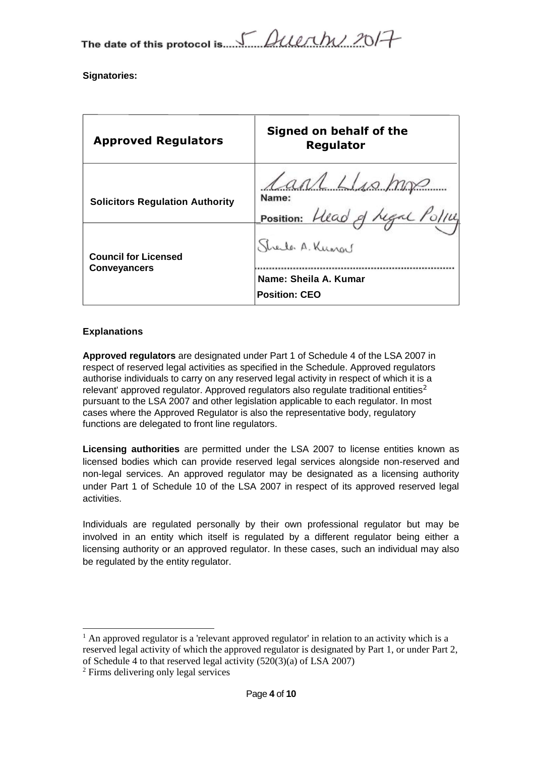The date of this protocol is 5 December 2017

**Signatories:**

| Approved Regulators | Signed on behalf of the Regulator |
| --- | --- |
| **Solicitors Regulation Authority** | Carl Lhoman<br>Name:<br>Position: Head of Legal Policy |
| **Council for Licensed Conveyancers** | Sheila A. Kumar<br>**Name: Sheila A. Kumar**<br>**Position: CEO** |

**Explanations**

**Approved regulators** are designated under Part 1 of Schedule 4 of the LSA 2007 in respect of reserved legal activities as specified in the Schedule. Approved regulators authorise individuals to carry on any reserved legal activity in respect of which it is a relevant' approved regulator. Approved regulators also regulate traditional entities[2] pursuant to the LSA 2007 and other legislation applicable to each regulator. In most cases where the Approved Regulator is also the representative body, regulatory functions are delegated to front line regulators.

**Licensing authorities** are permitted under the LSA 2007 to license entities known as licensed bodies which can provide reserved legal services alongside non-reserved and non-legal services. An approved regulator may be designated as a licensing authority under Part 1 of Schedule 10 of the LSA 2007 in respect of its approved reserved legal activities.

Individuals are regulated personally by their own professional regulator but may be involved in an entity which itself is regulated by a different regulator being either a licensing authority or an approved regulator. In these cases, such an individual may also be regulated by the entity regulator.

---

[1] An approved regulator is a 'relevant approved regulator' in relation to an activity which is a reserved legal activity of which the approved regulator is designated by Part 1, or under Part 2, of Schedule 4 to that reserved legal activity (520(3)(a) of LSA 2007)

[2] Firms delivering only legal services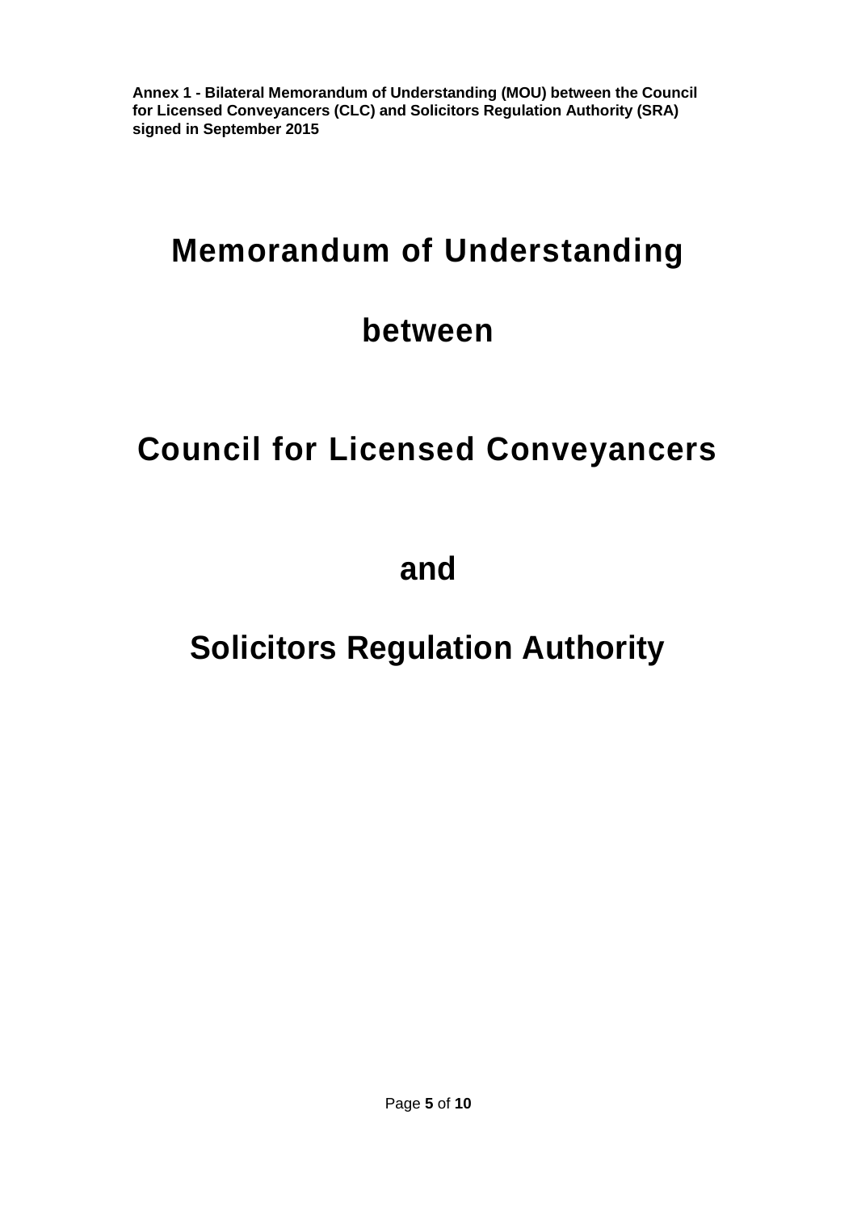**Annex 1 - Bilateral Memorandum of Understanding (MOU) between the Council for Licensed Conveyancers (CLC) and Solicitors Regulation Authority (SRA) signed in September 2015**

# Memorandum of Understanding

# between

# Council for Licensed Conveyancers

# and

# Solicitors Regulation Authority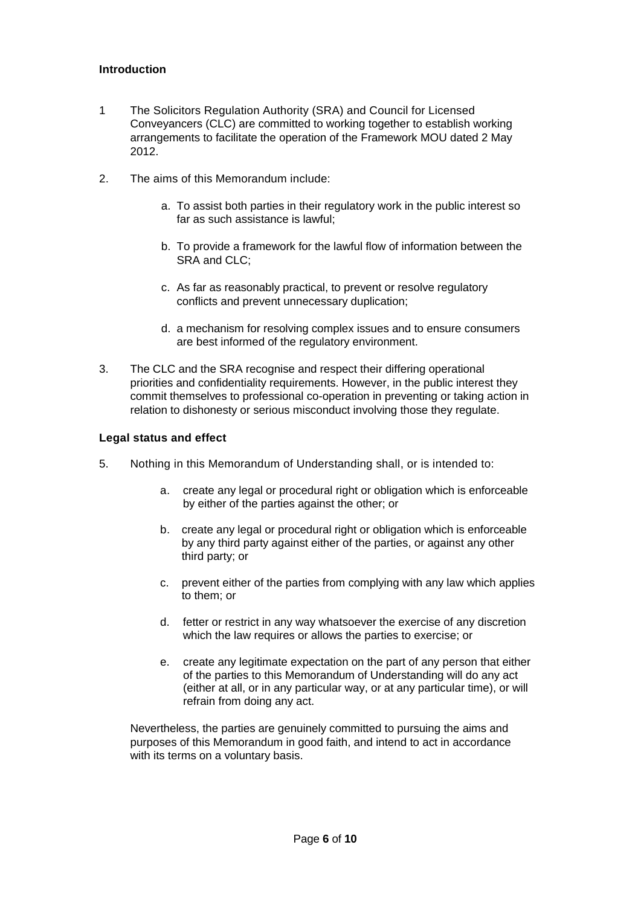**Introduction**

1 The Solicitors Regulation Authority (SRA) and Council for Licensed Conveyancers (CLC) are committed to working together to establish working arrangements to facilitate the operation of the Framework MOU dated 2 May 2012.

2. The aims of this Memorandum include:

   a. To assist both parties in their regulatory work in the public interest so far as such assistance is lawful;

   b. To provide a framework for the lawful flow of information between the SRA and CLC;

   c. As far as reasonably practical, to prevent or resolve regulatory conflicts and prevent unnecessary duplication;

   d. a mechanism for resolving complex issues and to ensure consumers are best informed of the regulatory environment.

3. The CLC and the SRA recognise and respect their differing operational priorities and confidentiality requirements. However, in the public interest they commit themselves to professional co-operation in preventing or taking action in relation to dishonesty or serious misconduct involving those they regulate.

**Legal status and effect**

5. Nothing in this Memorandum of Understanding shall, or is intended to:

   a. create any legal or procedural right or obligation which is enforceable by either of the parties against the other; or

   b. create any legal or procedural right or obligation which is enforceable by any third party against either of the parties, or against any other third party; or

   c. prevent either of the parties from complying with any law which applies to them; or

   d. fetter or restrict in any way whatsoever the exercise of any discretion which the law requires or allows the parties to exercise; or

   e. create any legitimate expectation on the part of any person that either of the parties to this Memorandum of Understanding will do any act (either at all, or in any particular way, or at any particular time), or will refrain from doing any act.

Nevertheless, the parties are genuinely committed to pursuing the aims and purposes of this Memorandum in good faith, and intend to act in accordance with its terms on a voluntary basis.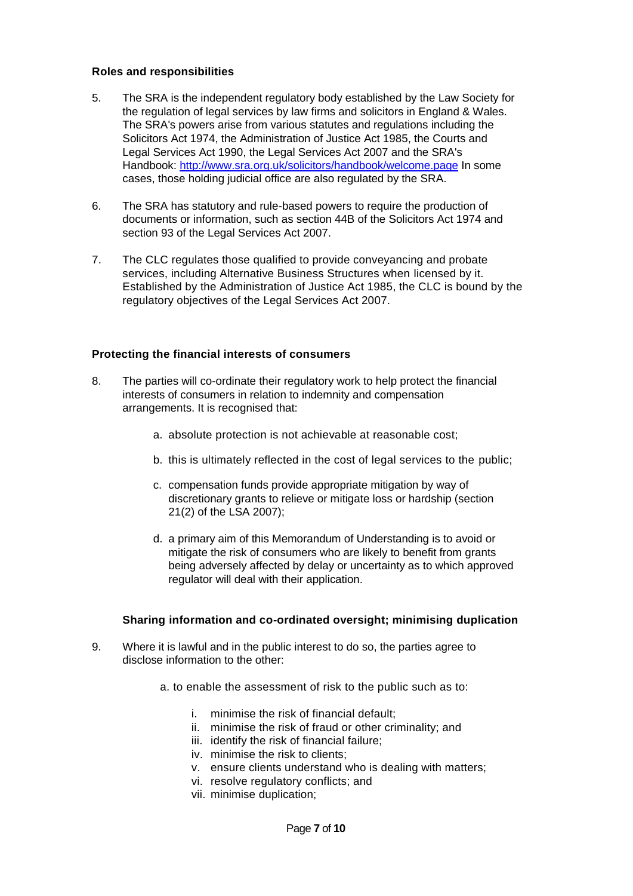## Roles and responsibilities

5. The SRA is the independent regulatory body established by the Law Society for the regulation of legal services by law firms and solicitors in England & Wales. The SRA's powers arise from various statutes and regulations including the Solicitors Act 1974, the Administration of Justice Act 1985, the Courts and Legal Services Act 1990, the Legal Services Act 2007 and the SRA's Handbook: [http://www.sra.org.uk/solicitors/handbook/welcome.page](http://www.sra.org.uk/solicitors/handbook/welcome.page) In some cases, those holding judicial office are also regulated by the SRA.

6. The SRA has statutory and rule-based powers to require the production of documents or information, such as section 44B of the Solicitors Act 1974 and section 93 of the Legal Services Act 2007.

7. The CLC regulates those qualified to provide conveyancing and probate services, including Alternative Business Structures when licensed by it. Established by the Administration of Justice Act 1985, the CLC is bound by the regulatory objectives of the Legal Services Act 2007.

## Protecting the financial interests of consumers

8. The parties will co-ordinate their regulatory work to help protect the financial interests of consumers in relation to indemnity and compensation arrangements. It is recognised that:

   a. absolute protection is not achievable at reasonable cost;

   b. this is ultimately reflected in the cost of legal services to the public;

   c. compensation funds provide appropriate mitigation by way of discretionary grants to relieve or mitigate loss or hardship (section 21(2) of the LSA 2007);

   d. a primary aim of this Memorandum of Understanding is to avoid or mitigate the risk of consumers who are likely to benefit from grants being adversely affected by delay or uncertainty as to which approved regulator will deal with their application.

## Sharing information and co-ordinated oversight; minimising duplication

9. Where it is lawful and in the public interest to do so, the parties agree to disclose information to the other:

   a. to enable the assessment of risk to the public such as to:

      i. minimise the risk of financial default;
      ii. minimise the risk of fraud or other criminality; and
      iii. identify the risk of financial failure;
      iv. minimise the risk to clients;
      v. ensure clients understand who is dealing with matters;
      vi. resolve regulatory conflicts; and
      vii. minimise duplication;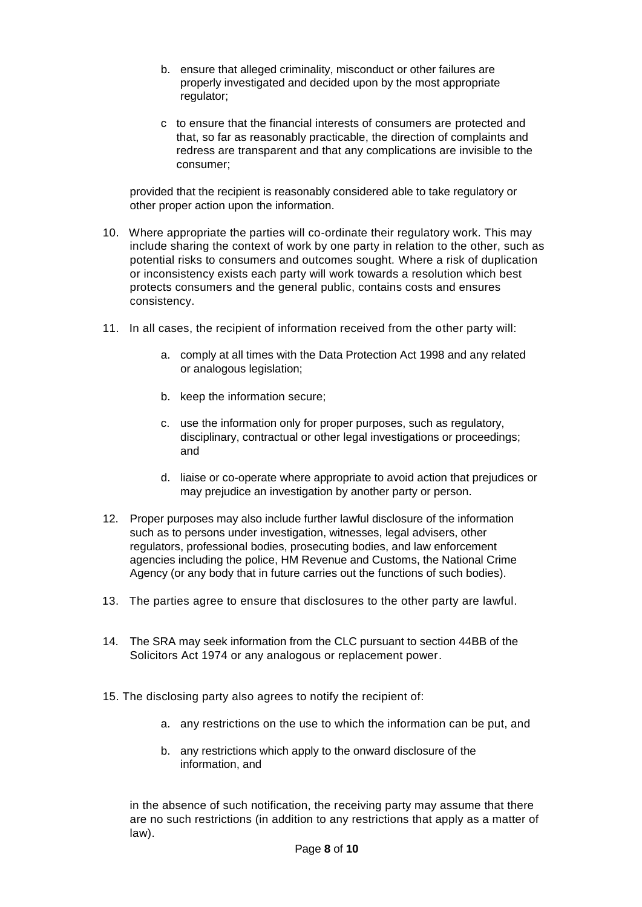b. ensure that alleged criminality, misconduct or other failures are properly investigated and decided upon by the most appropriate regulator;

c to ensure that the financial interests of consumers are protected and that, so far as reasonably practicable, the direction of complaints and redress are transparent and that any complications are invisible to the consumer;

provided that the recipient is reasonably considered able to take regulatory or other proper action upon the information.

10. Where appropriate the parties will co-ordinate their regulatory work. This may include sharing the context of work by one party in relation to the other, such as potential risks to consumers and outcomes sought. Where a risk of duplication or inconsistency exists each party will work towards a resolution which best protects consumers and the general public, contains costs and ensures consistency.

11. In all cases, the recipient of information received from the other party will:

    a. comply at all times with the Data Protection Act 1998 and any related or analogous legislation;

    b. keep the information secure;

    c. use the information only for proper purposes, such as regulatory, disciplinary, contractual or other legal investigations or proceedings; and

    d. liaise or co-operate where appropriate to avoid action that prejudices or may prejudice an investigation by another party or person.

12. Proper purposes may also include further lawful disclosure of the information such as to persons under investigation, witnesses, legal advisers, other regulators, professional bodies, prosecuting bodies, and law enforcement agencies including the police, HM Revenue and Customs, the National Crime Agency (or any body that in future carries out the functions of such bodies).

13. The parties agree to ensure that disclosures to the other party are lawful.

14. The SRA may seek information from the CLC pursuant to section 44BB of the Solicitors Act 1974 or any analogous or replacement power.

15. The disclosing party also agrees to notify the recipient of:

    a. any restrictions on the use to which the information can be put, and

    b. any restrictions which apply to the onward disclosure of the information, and

in the absence of such notification, the receiving party may assume that there are no such restrictions (in addition to any restrictions that apply as a matter of law).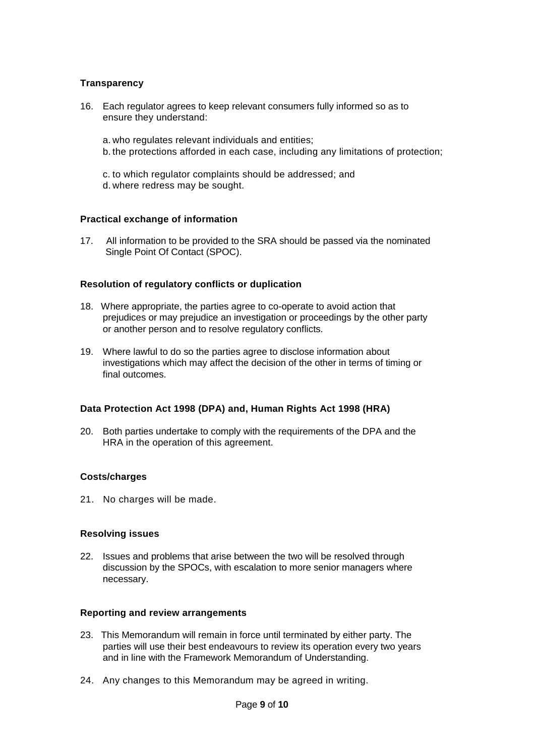**Transparency**

16. Each regulator agrees to keep relevant consumers fully informed so as to ensure they understand:

    a. who regulates relevant individuals and entities;
    b. the protections afforded in each case, including any limitations of protection;
    c. to which regulator complaints should be addressed; and
    d. where redress may be sought.

**Practical exchange of information**

17. All information to be provided to the SRA should be passed via the nominated Single Point Of Contact (SPOC).

**Resolution of regulatory conflicts or duplication**

18. Where appropriate, the parties agree to co-operate to avoid action that prejudices or may prejudice an investigation or proceedings by the other party or another person and to resolve regulatory conflicts.

19. Where lawful to do so the parties agree to disclose information about investigations which may affect the decision of the other in terms of timing or final outcomes.

**Data Protection Act 1998 (DPA) and, Human Rights Act 1998 (HRA)**

20. Both parties undertake to comply with the requirements of the DPA and the HRA in the operation of this agreement.

**Costs/charges**

21. No charges will be made.

**Resolving issues**

22. Issues and problems that arise between the two will be resolved through discussion by the SPOCs, with escalation to more senior managers where necessary.

**Reporting and review arrangements**

23. This Memorandum will remain in force until terminated by either party. The parties will use their best endeavours to review its operation every two years and in line with the Framework Memorandum of Understanding.

24. Any changes to this Memorandum may be agreed in writing.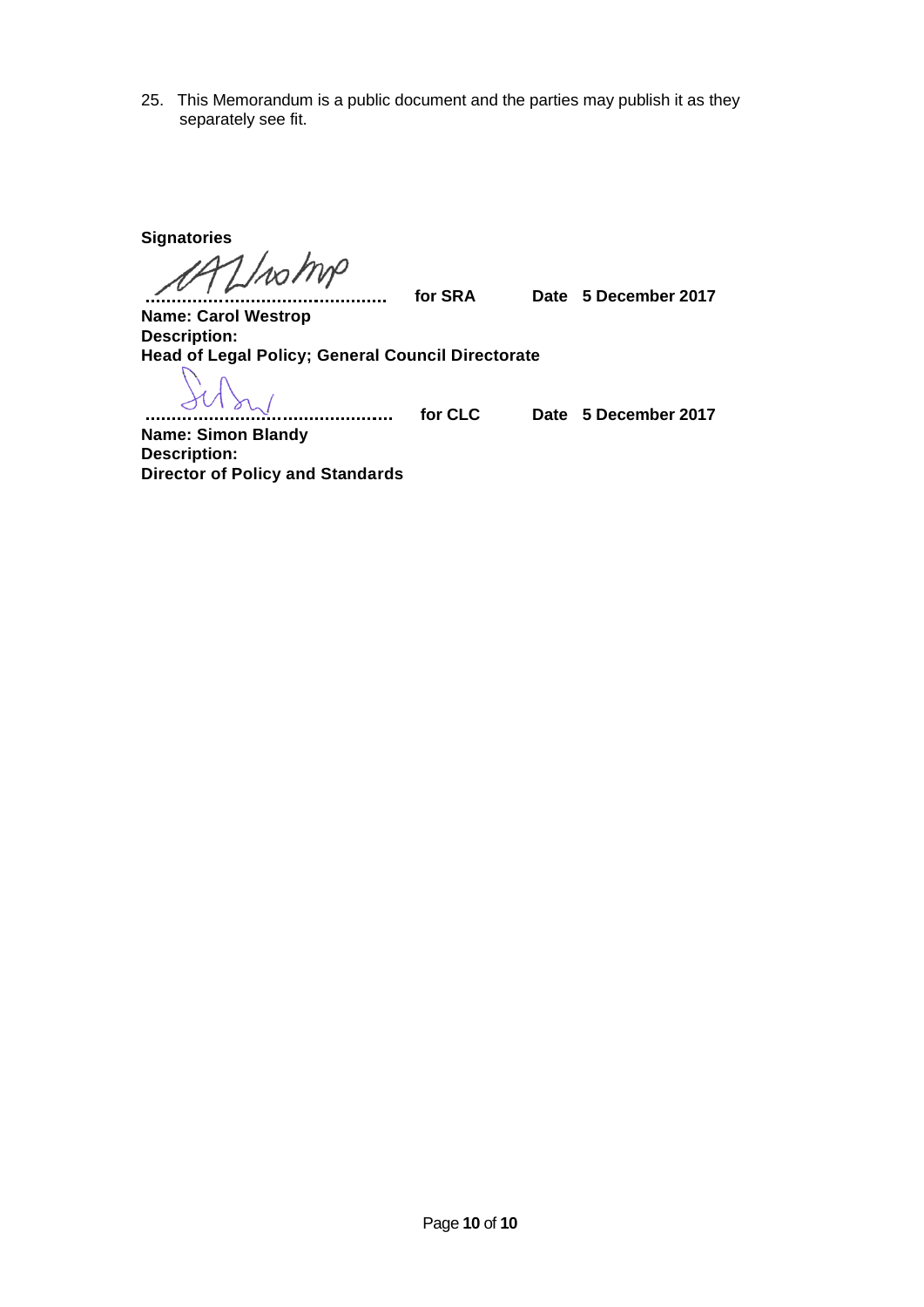25. This Memorandum is a public document and the parties may publish it as they separately see fit.

**Signatories**

**.............................................. for SRA Date 5 December 2017**

**Name: Carol Westrop**
**Description:**
**Head of Legal Policy; General Council Directorate**

**.............................................. for CLC Date 5 December 2017**

**Name: Simon Blandy**
**Description:**
**Director of Policy and Standards**